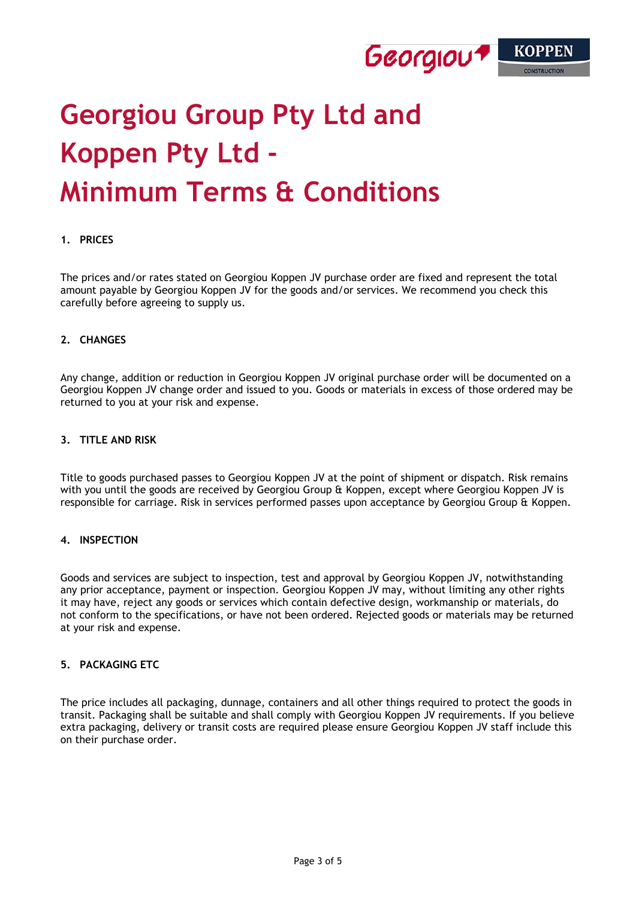# Georgiou Group Pty Ltd and Koppen Pty Ltd - Minimum Terms & Conditions

## 1. PRICES

The prices and/or rates stated on Georgiou Koppen JV purchase order are fixed and represent the total amount payable by Georgiou Koppen JV for the goods and/or services. We recommend you check this carefully before agreeing to supply us.

## 2. CHANGES

Any change, addition or reduction in Georgiou Koppen JV original purchase order will be documented on a Georgiou Koppen JV change order and issued to you. Goods or materials in excess of those ordered may be returned to you at your risk and expense.

## 3. TITLE AND RISK

Title to goods purchased passes to Georgiou Koppen JV at the point of shipment or dispatch. Risk remains with you until the goods are received by Georgiou Group & Koppen, except where Georgiou Koppen JV is responsible for carriage. Risk in services performed passes upon acceptance by Georgiou Group & Koppen.

## 4. INSPECTION

Goods and services are subject to inspection, test and approval by Georgiou Koppen JV, notwithstanding any prior acceptance, payment or inspection. Georgiou Koppen JV may, without limiting any other rights it may have, reject any goods or services which contain defective design, workmanship or materials, do not conform to the specifications, or have not been ordered. Rejected goods or materials may be returned at your risk and expense.

## 5. PACKAGING ETC

The price includes all packaging, dunnage, containers and all other things required to protect the goods in transit. Packaging shall be suitable and shall comply with Georgiou Koppen JV requirements. If you believe extra packaging, delivery or transit costs are required please ensure Georgiou Koppen JV staff include this on their purchase order.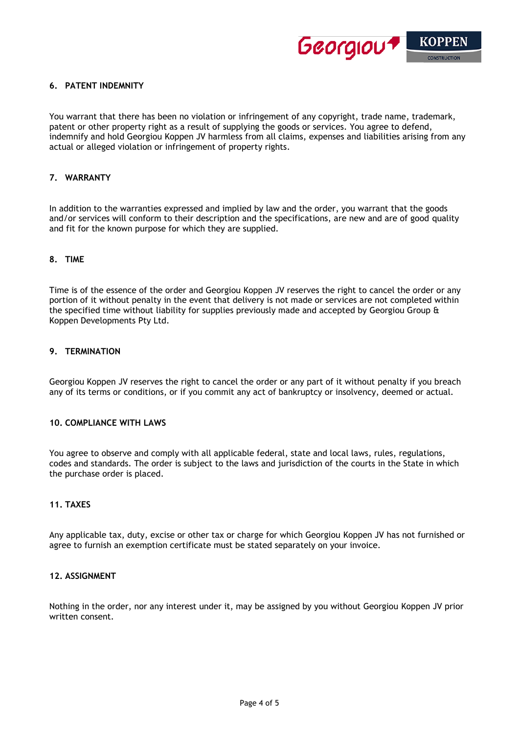## 6. PATENT INDEMNITY

You warrant that there has been no violation or infringement of any copyright, trade name, trademark, patent or other property right as a result of supplying the goods or services. You agree to defend, indemnify and hold Georgiou Koppen JV harmless from all claims, expenses and liabilities arising from any actual or alleged violation or infringement of property rights.

## 7. WARRANTY

In addition to the warranties expressed and implied by law and the order, you warrant that the goods and/or services will conform to their description and the specifications, are new and are of good quality and fit for the known purpose for which they are supplied.

## 8. TIME

Time is of the essence of the order and Georgiou Koppen JV reserves the right to cancel the order or any portion of it without penalty in the event that delivery is not made or services are not completed within the specified time without liability for supplies previously made and accepted by Georgiou Group & Koppen Developments Pty Ltd.

## 9. TERMINATION

Georgiou Koppen JV reserves the right to cancel the order or any part of it without penalty if you breach any of its terms or conditions, or if you commit any act of bankruptcy or insolvency, deemed or actual.

## 10. COMPLIANCE WITH LAWS

You agree to observe and comply with all applicable federal, state and local laws, rules, regulations, codes and standards. The order is subject to the laws and jurisdiction of the courts in the State in which the purchase order is placed.

## 11. TAXES

Any applicable tax, duty, excise or other tax or charge for which Georgiou Koppen JV has not furnished or agree to furnish an exemption certificate must be stated separately on your invoice.

## 12. ASSIGNMENT

Nothing in the order, nor any interest under it, may be assigned by you without Georgiou Koppen JV prior written consent.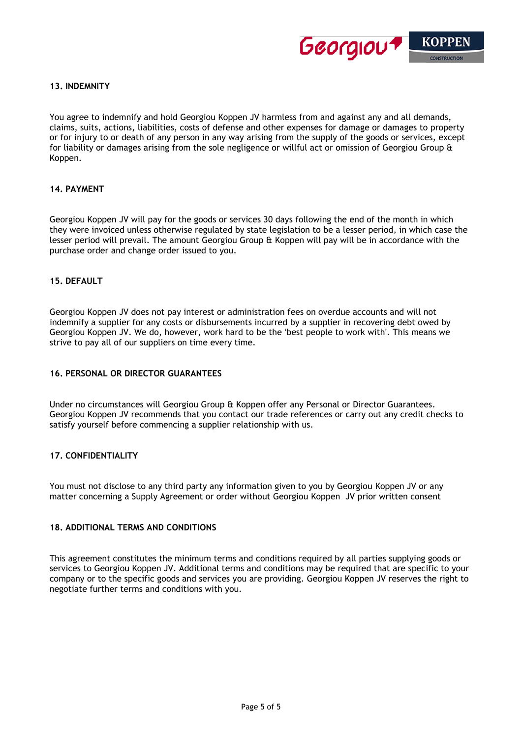### 13. INDEMNITY

You agree to indemnify and hold Georgiou Koppen JV harmless from and against any and all demands, claims, suits, actions, liabilities, costs of defense and other expenses for damage or damages to property or for injury to or death of any person in any way arising from the supply of the goods or services, except for liability or damages arising from the sole negligence or willful act or omission of Georgiou Group & Koppen.

### 14. PAYMENT

Georgiou Koppen JV will pay for the goods or services 30 days following the end of the month in which they were invoiced unless otherwise regulated by state legislation to be a lesser period, in which case the lesser period will prevail. The amount Georgiou Group & Koppen will pay will be in accordance with the purchase order and change order issued to you.

### 15. DEFAULT

Georgiou Koppen JV does not pay interest or administration fees on overdue accounts and will not indemnify a supplier for any costs or disbursements incurred by a supplier in recovering debt owed by Georgiou Koppen JV. We do, however, work hard to be the 'best people to work with'. This means we strive to pay all of our suppliers on time every time.

### 16. PERSONAL OR DIRECTOR GUARANTEES

Under no circumstances will Georgiou Group & Koppen offer any Personal or Director Guarantees. Georgiou Koppen JV recommends that you contact our trade references or carry out any credit checks to satisfy yourself before commencing a supplier relationship with us.

### 17. CONFIDENTIALITY

You must not disclose to any third party any information given to you by Georgiou Koppen JV or any matter concerning a Supply Agreement or order without Georgiou Koppen JV prior written consent

### 18. ADDITIONAL TERMS AND CONDITIONS

This agreement constitutes the minimum terms and conditions required by all parties supplying goods or services to Georgiou Koppen JV. Additional terms and conditions may be required that are specific to your company or to the specific goods and services you are providing. Georgiou Koppen JV reserves the right to negotiate further terms and conditions with you.